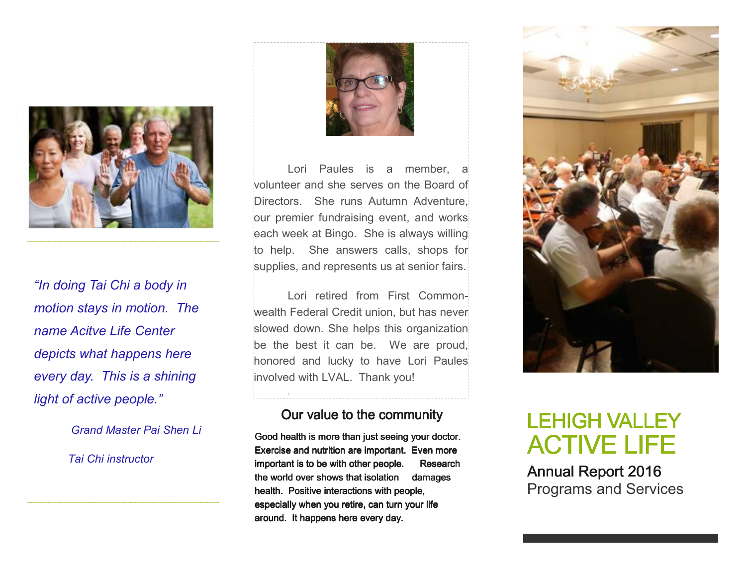*"In doing Tai Chi a body in motion stays in motion. The name Acitve Life Center depicts what happens here every day. This is a shining light of active people."*

*Grand Master Pai Shen Li*

*Tai Chi instructor*

Lori Paules is a member, a volunteer and she serves on the Board of Directors. She runs Autumn Adventure, our premier fundraising event, and works each week at Bingo. She is always willing to help. She answers calls, shops for supplies, and represents us at senior fairs.

Lori retired from First Commonwealth Federal Credit union, but has never slowed down. She helps this organization be the best it can be. We are proud, honored and lucky to have Lori Paules involved with LVAL. Thank you!

## Our value to the community

**Good health is more than just seeing your doctor. Exercise and nutrition are important. Even more important is to be with other people. Research the world over shows that isolation damages health. Positive interactions with people, especially when you retire, can turn your life around. It happens here every day.**

# LEHIGH VALLEY ACTIVE LIFE

## Annual Report 2016

Programs and Services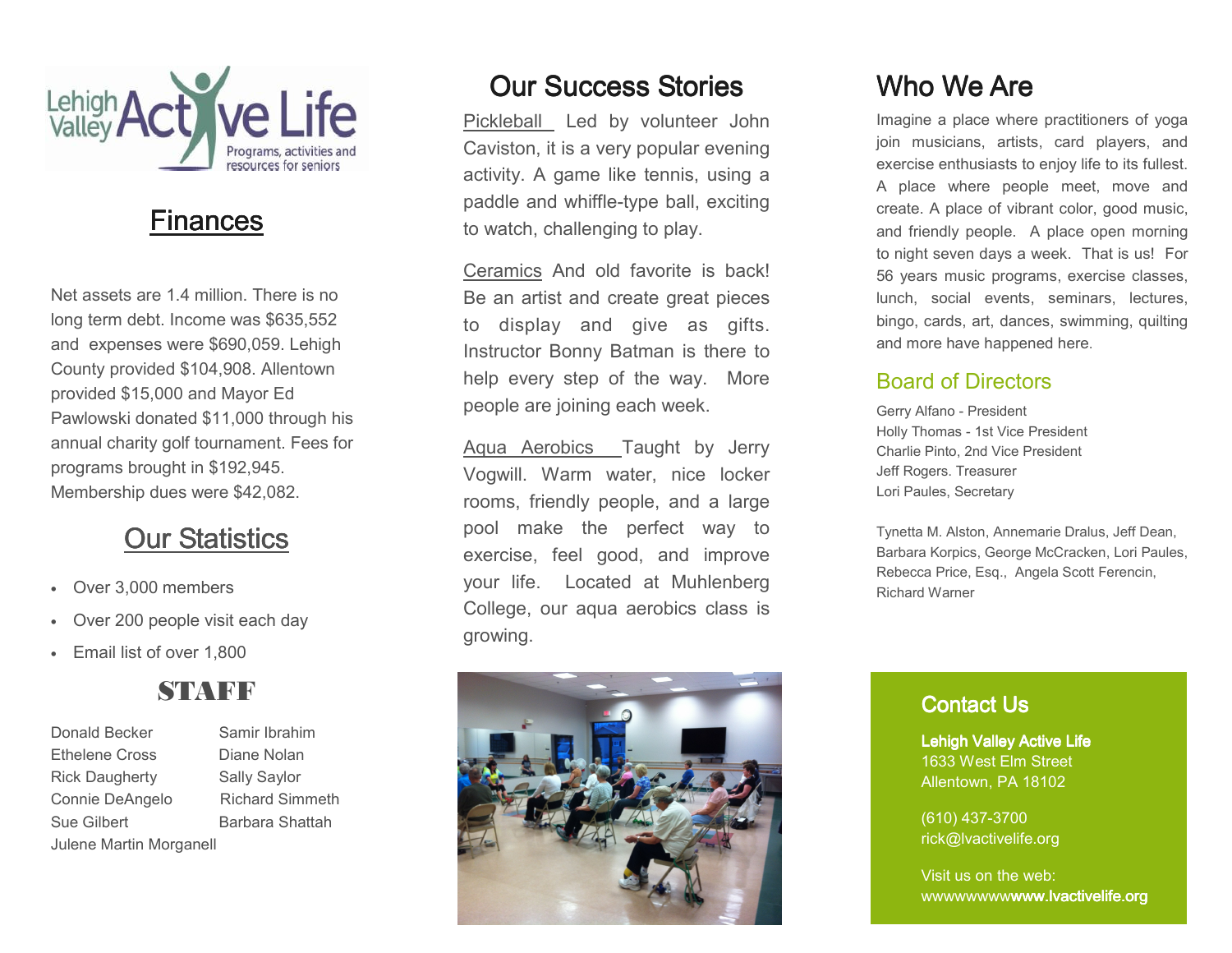Lehigh Valley Active Life

Programs, activities and resources for seniors

## Finances

Net assets are 1.4 million. There is no long term debt. Income was $635,552 and expenses were $690,059. Lehigh County provided $104,908. Allentown provided $15,000 and Mayor Ed Pawlowski donated $11,000 through his annual charity golf tournament. Fees for programs brought in $192,945. Membership dues were $42,082.

## Our Statistics

- Over 3,000 members
- Over 200 people visit each day
- Email list of over 1,800

## STAFF

Donald Becker
Ethelene Cross
Rick Daugherty
Connie DeAngelo
Sue Gilbert
Julene Martin Morganell
Samir Ibrahim
Diane Nolan
Sally Saylor
Richard Simmeth
Barbara Shattah

## Our Success Stories

Pickleball Led by volunteer John Caviston, it is a very popular evening activity. A game like tennis, using a paddle and whiffle-type ball, exciting to watch, challenging to play.

Ceramics And old favorite is back! Be an artist and create great pieces to display and give as gifts. Instructor Bonny Batman is there to help every step of the way. More people are joining each week.

Aqua Aerobics Taught by Jerry Vogwill. Warm water, nice locker rooms, friendly people, and a large pool make the perfect way to exercise, feel good, and improve your life. Located at Muhlenberg College, our aqua aerobics class is growing.

## Who We Are

Imagine a place where practitioners of yoga join musicians, artists, card players, and exercise enthusiasts to enjoy life to its fullest. A place where people meet, move and create. A place of vibrant color, good music, and friendly people. A place open morning to night seven days a week. That is us! For 56 years music programs, exercise classes, lunch, social events, seminars, lectures, bingo, cards, art, dances, swimming, quilting and more have happened here.

### Board of Directors

Gerry Alfano - President
Holly Thomas - 1st Vice President
Charlie Pinto, 2nd Vice President
Jeff Rogers. Treasurer
Lori Paules, Secretary

Tynetta M. Alston, Annemarie Dralus, Jeff Dean, Barbara Korpics, George McCracken, Lori Paules, Rebecca Price, Esq., Angela Scott Ferencin, Richard Warner

### Contact Us

**Lehigh Valley Active Life**
1633 West Elm Street
Allentown, PA 18102

(610) 437-3700
rick@lvactivelife.org

Visit us on the web:
wwwwwwww**www.lvactivelife.org**